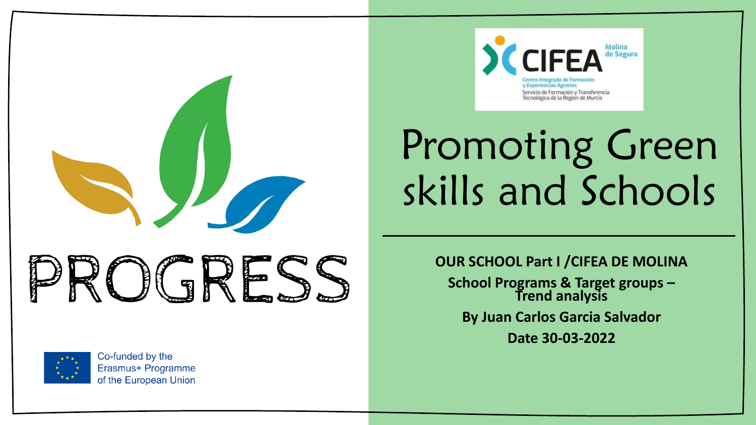# PROGRESS

Co-funded by the Erasmus+ Programme of the European Union

CIFEA Molina de Segura

Centro Integrado de Formación y Experiencias Agrarias

Servicio de Formación y Transferencia Tecnológica de la Región de Murcia

# Promoting Green skills and Schools

**OUR SCHOOL Part I /CIFEA DE MOLINA**

**School Programs & Target groups – Trend analysis**

**By Juan Carlos Garcia Salvador**

**Date 30-03-2022**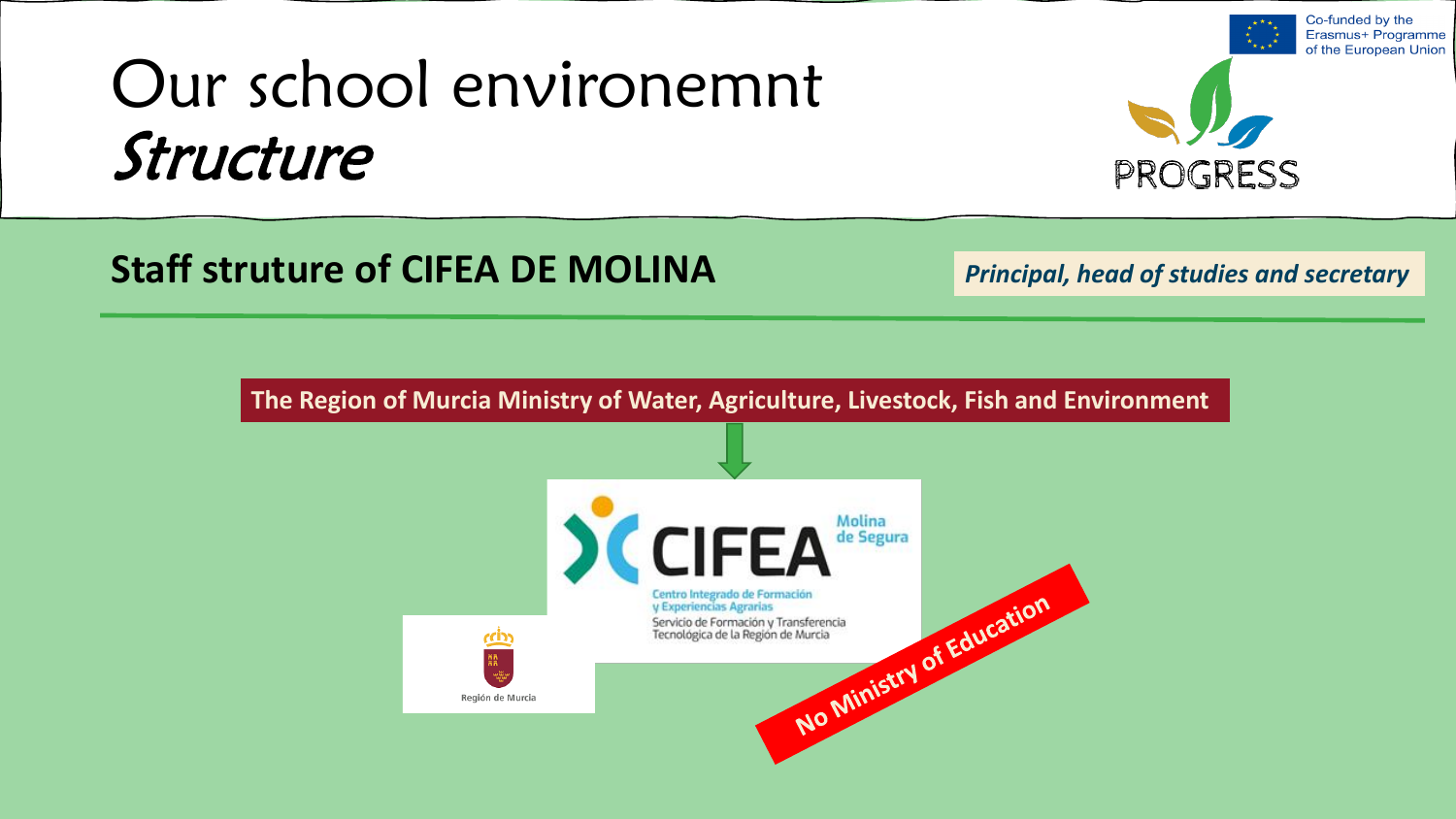# Our school environemnt
## *Structure*

Co-funded by the Erasmus+ Programme of the European Union

PROGRESS

**Staff struture of CIFEA DE MOLINA**

***Principal, head of studies and secretary***

**The Region of Murcia Ministry of Water, Agriculture, Livestock, Fish and Environment**

CIFEA Molina de Segura

Centro Integrado de Formación y Experiencias Agrarias

Servicio de Formación y Transferencia Tecnológica de la Región de Murcia

Región de Murcia

**No Ministry of Education**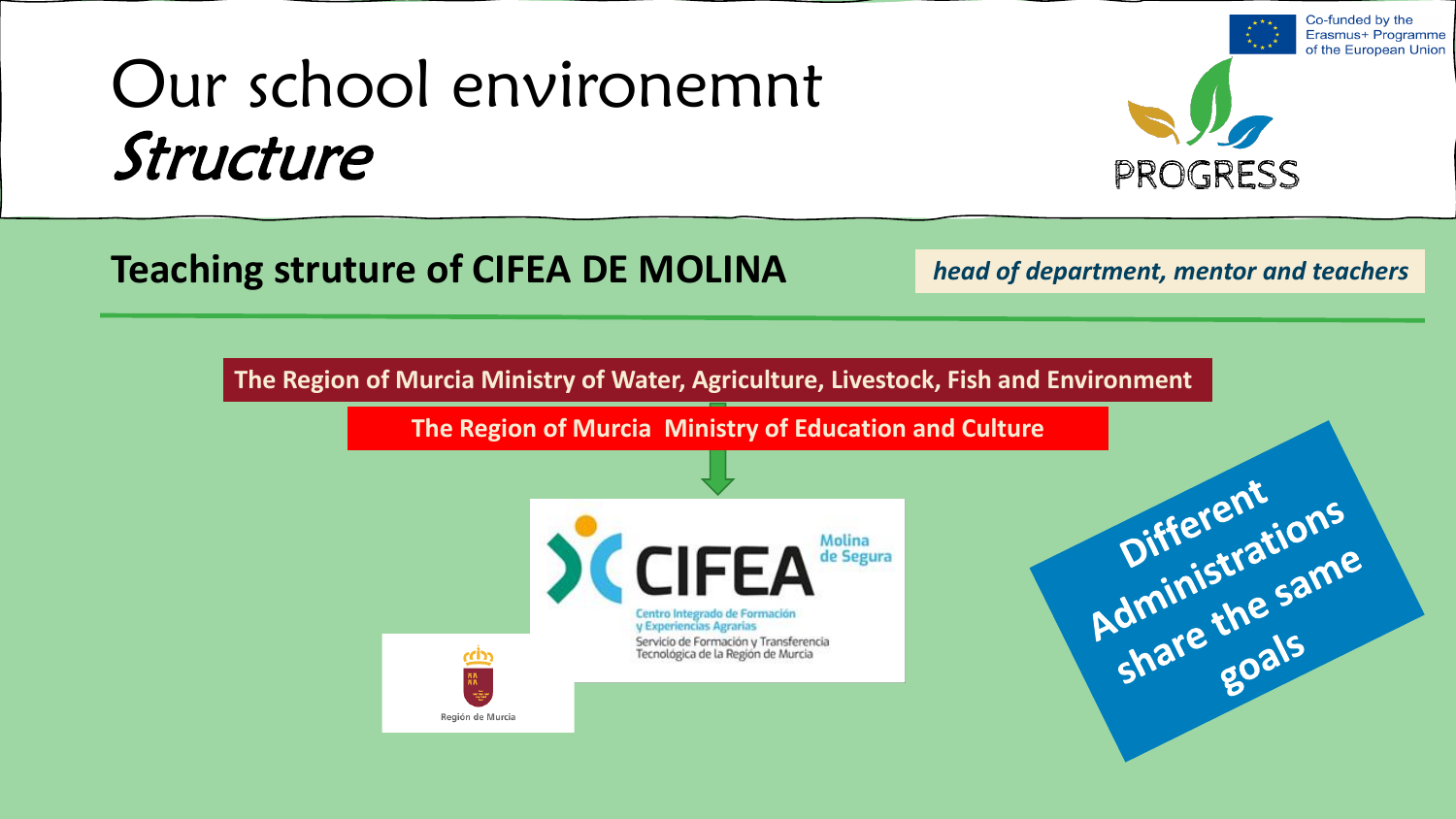# Our school environemnt *Structure*

Co-funded by the Erasmus+ Programme of the European Union

PROGRESS

## Teaching struture of CIFEA DE MOLINA

***head of department, mentor and teachers***

**The Region of Murcia Ministry of Water, Agriculture, Livestock, Fish and Environment**

**The Region of Murcia Ministry of Education and Culture**

CIFEA Molina de Segura

Centro Integrado de Formación y Experiencias Agrarias

Servicio de Formación y Transferencia Tecnológica de la Región de Murcia

Región de Murcia

**Different Administrations share the same goals**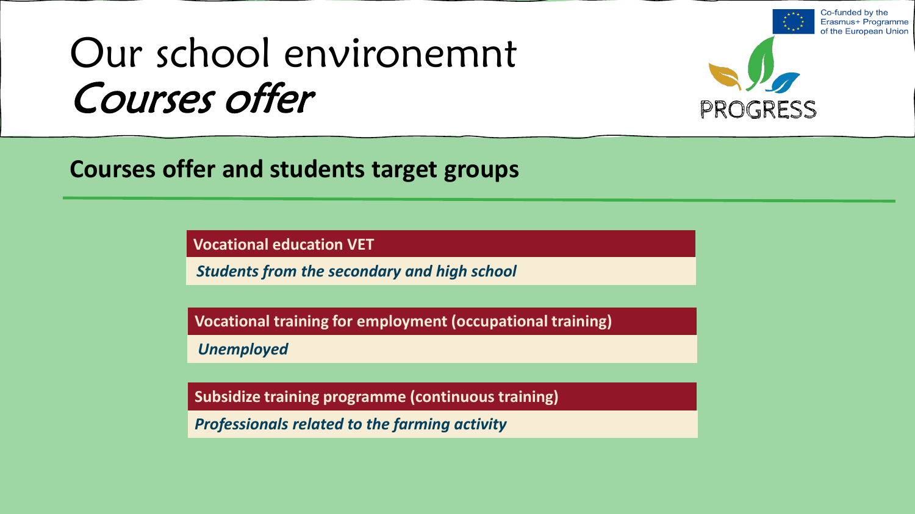# Our school environemnt
## *Courses offer*

Co-funded by the Erasmus+ Programme of the European Union

PROGRESS

### Courses offer and students target groups

**Vocational education VET**

***Students from the secondary and high school***

**Vocational training for employment (occupational training)**

***Unemployed***

**Subsidize training programme (continuous training)**

***Professionals related to the farming activity***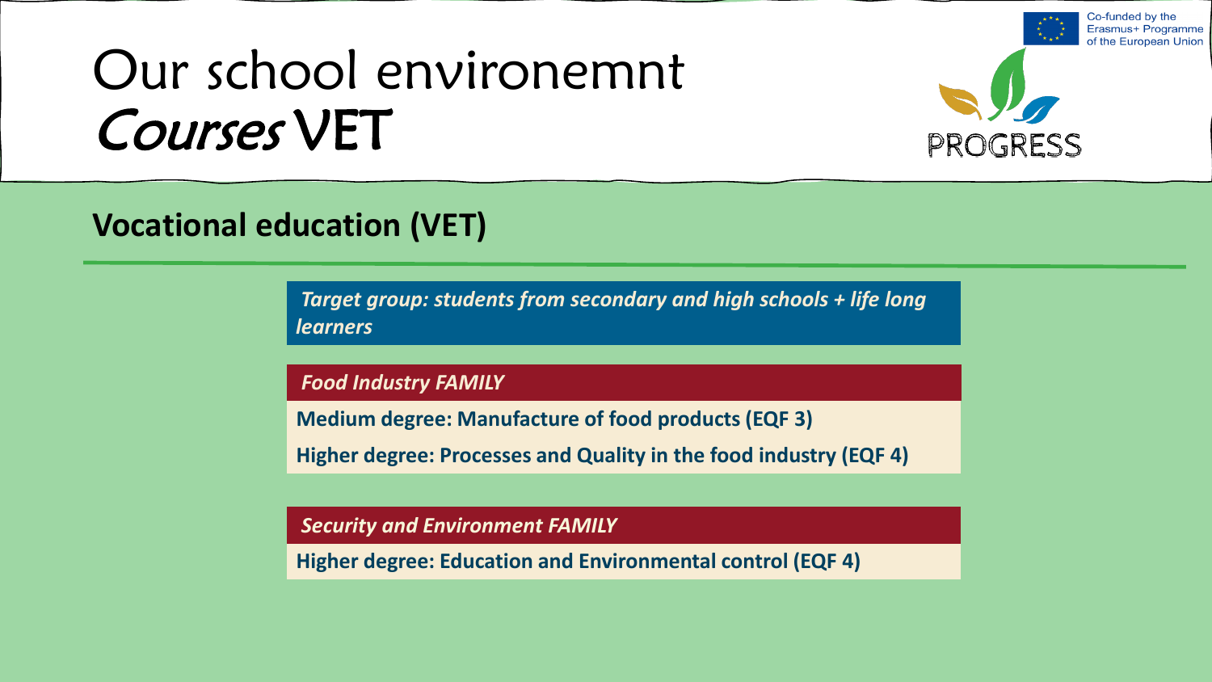# Our school environemnt *Courses* VET

Co-funded by the Erasmus+ Programme of the European Union

PROGRESS

## Vocational education (VET)

***Target group: students from secondary and high schools + life long learners***

***Food Industry FAMILY***

**Medium degree: Manufacture of food products (EQF 3)**

**Higher degree: Processes and Quality in the food industry (EQF 4)**

***Security and Environment FAMILY***

**Higher degree: Education and Environmental control (EQF 4)**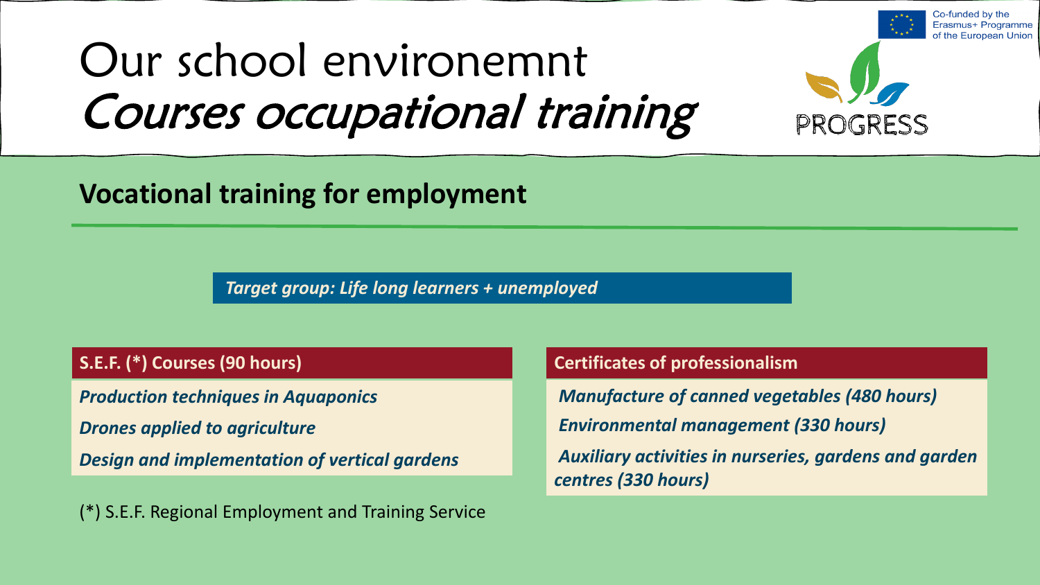# Our school environemnt
# *Courses occupational training*

Co-funded by the Erasmus+ Programme of the European Union

PROGRESS

## Vocational training for employment

***Target group: Life long learners + unemployed***

**S.E.F. (*) Courses (90 hours)**

- ***Production techniques in Aquaponics***
- ***Drones applied to agriculture***
- ***Design and implementation of vertical gardens***

(*) S.E.F. Regional Employment and Training Service

**Certificates of professionalism**

- ***Manufacture of canned vegetables (480 hours)***
- ***Environmental management (330 hours)***
- ***Auxiliary activities in nurseries, gardens and garden centres (330 hours)***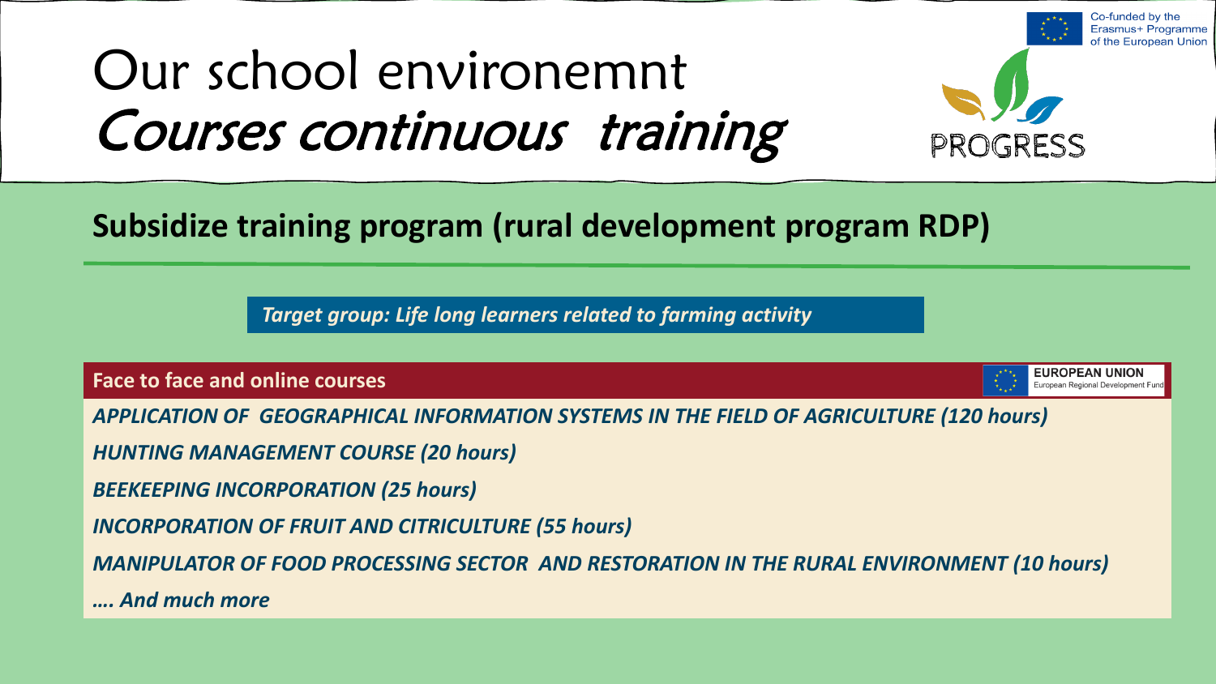# Our school environemnt
## *Courses continuous training*

Co-funded by the Erasmus+ Programme of the European Union

PROGRESS

**Subsidize training program (rural development program RDP)**

***Target group: Life long learners related to farming activity***

**Face to face and online courses**

EUROPEAN UNION
European Regional Development Fund

***APPLICATION OF GEOGRAPHICAL INFORMATION SYSTEMS IN THE FIELD OF AGRICULTURE (120 hours)***

***HUNTING MANAGEMENT COURSE (20 hours)***

***BEEKEEPING INCORPORATION (25 hours)***

***INCORPORATION OF FRUIT AND CITRICULTURE (55 hours)***

***MANIPULATOR OF FOOD PROCESSING SECTOR AND RESTORATION IN THE RURAL ENVIRONMENT (10 hours)***

***…. And much more***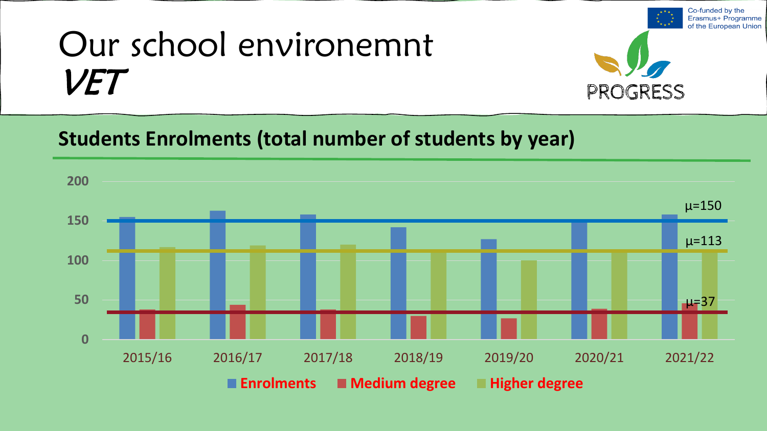# Our school environemnt *VET*

Co-funded by the Erasmus+ Programme of the European Union

PROGRESS

## Students Enrolments (total number of students by year)

200
150
100
50
0

μ=150
μ=113
μ=37

2015/16 2016/17 2017/18 2018/19 2019/20 2020/21 2021/22

**Enrolments** **Medium degree** **Higher degree**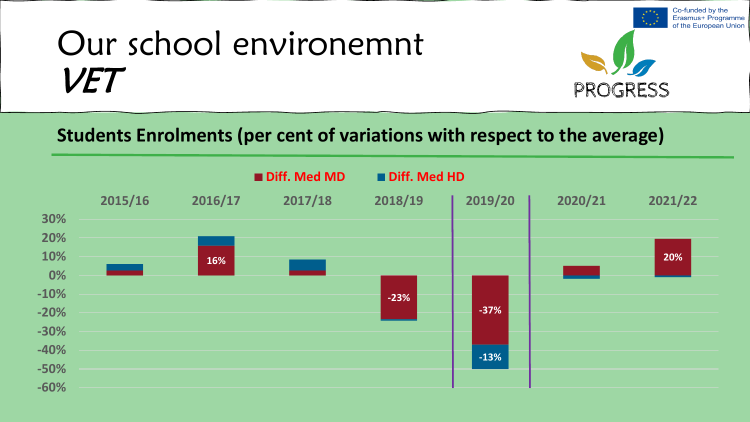# Our school environemnt
## *VET*

Co-funded by the Erasmus+ Programme of the European Union

PROGRESS

### Students Enrolments (per cent of variations with respect to the average)

Diff. Med MD | Diff. Med HD

| | 2015/16 | 2016/17 | 2017/18 | 2018/19 | 2019/20 | 2020/21 | 2021/22 |
|---|---|---|---|---|---|---|---|
| Diff. Med MD | | 16% | | -23% | -37% | | 20% |
| Diff. Med HD | | | | | -13% | | |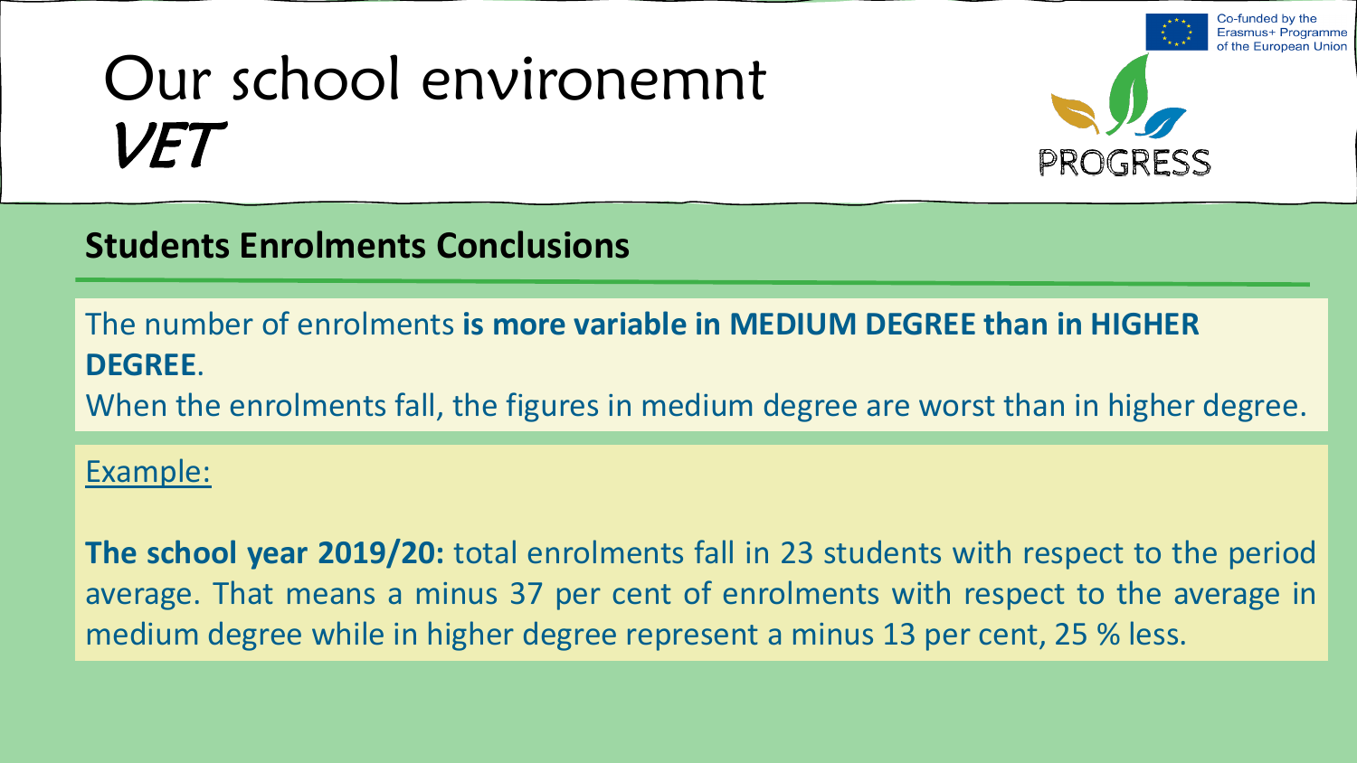# Our school environemnt *VET*

Co-funded by the Erasmus+ Programme of the European Union

PROGRESS

## Students Enrolments Conclusions

The number of enrolments **is more variable in MEDIUM DEGREE than in HIGHER DEGREE**.

When the enrolments fall, the figures in medium degree are worst than in higher degree.

Example:

**The school year 2019/20:** total enrolments fall in 23 students with respect to the period average. That means a minus 37 per cent of enrolments with respect to the average in medium degree while in higher degree represent a minus 13 per cent, 25 % less.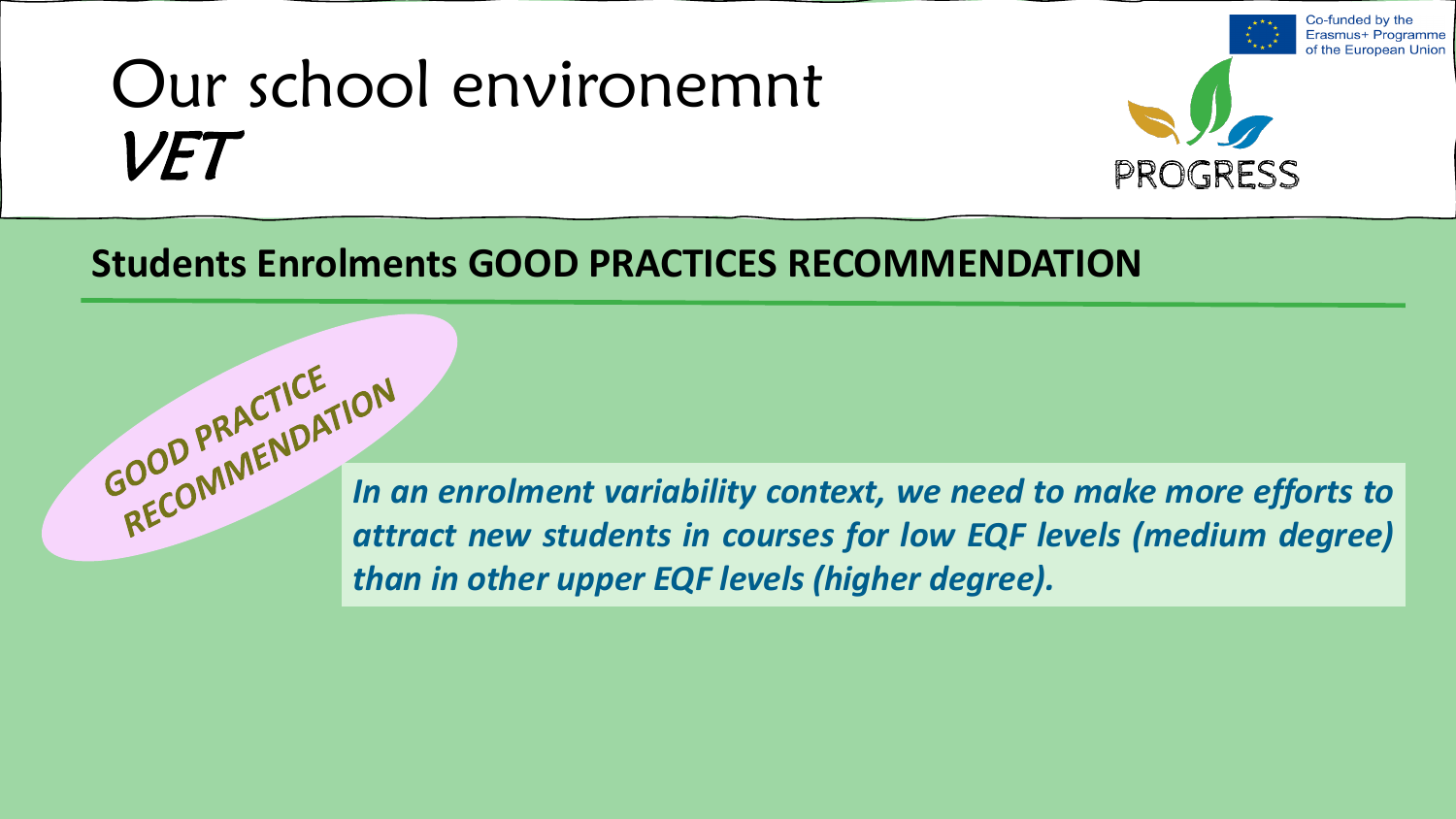# Our school environemnt VET

Co-funded by the Erasmus+ Programme of the European Union

PROGRESS

## Students Enrolments GOOD PRACTICES RECOMMENDATION

GOOD PRACTICE RECOMMENDATION

***In an enrolment variability context, we need to make more efforts to attract new students in courses for low EQF levels (medium degree) than in other upper EQF levels (higher degree).***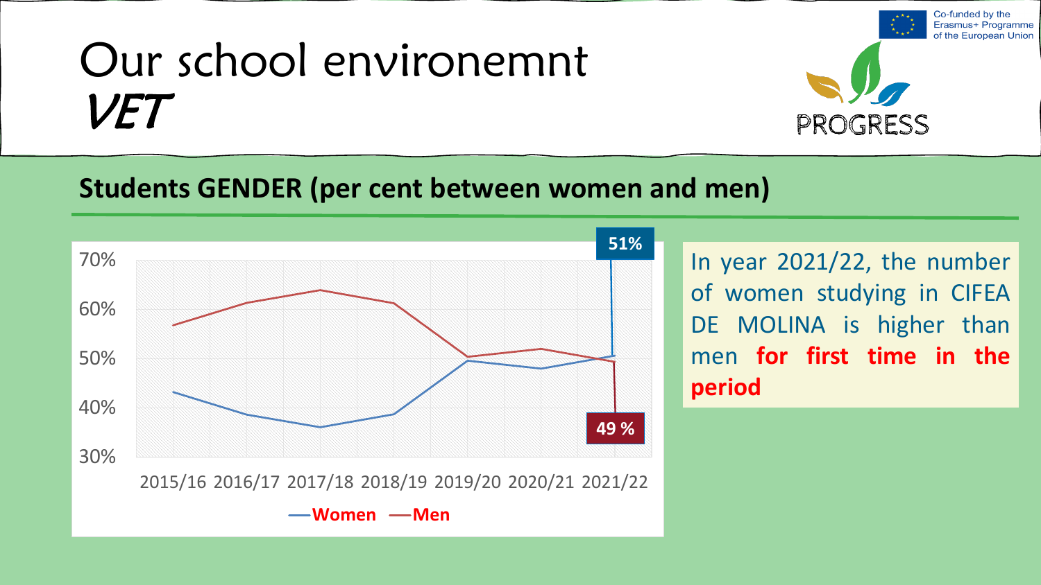# Our school environemnt *VET*

Co-funded by the Erasmus+ Programme of the European Union

PROGRESS

## Students GENDER (per cent between women and men)

70%
60%
50%
40%
30%

2015/16 2016/17 2017/18 2018/19 2019/20 2020/21 2021/22

51%

49 %

**—Women —Men**

In year 2021/22, the number of women studying in CIFEA DE MOLINA is higher than men **for first time in the period**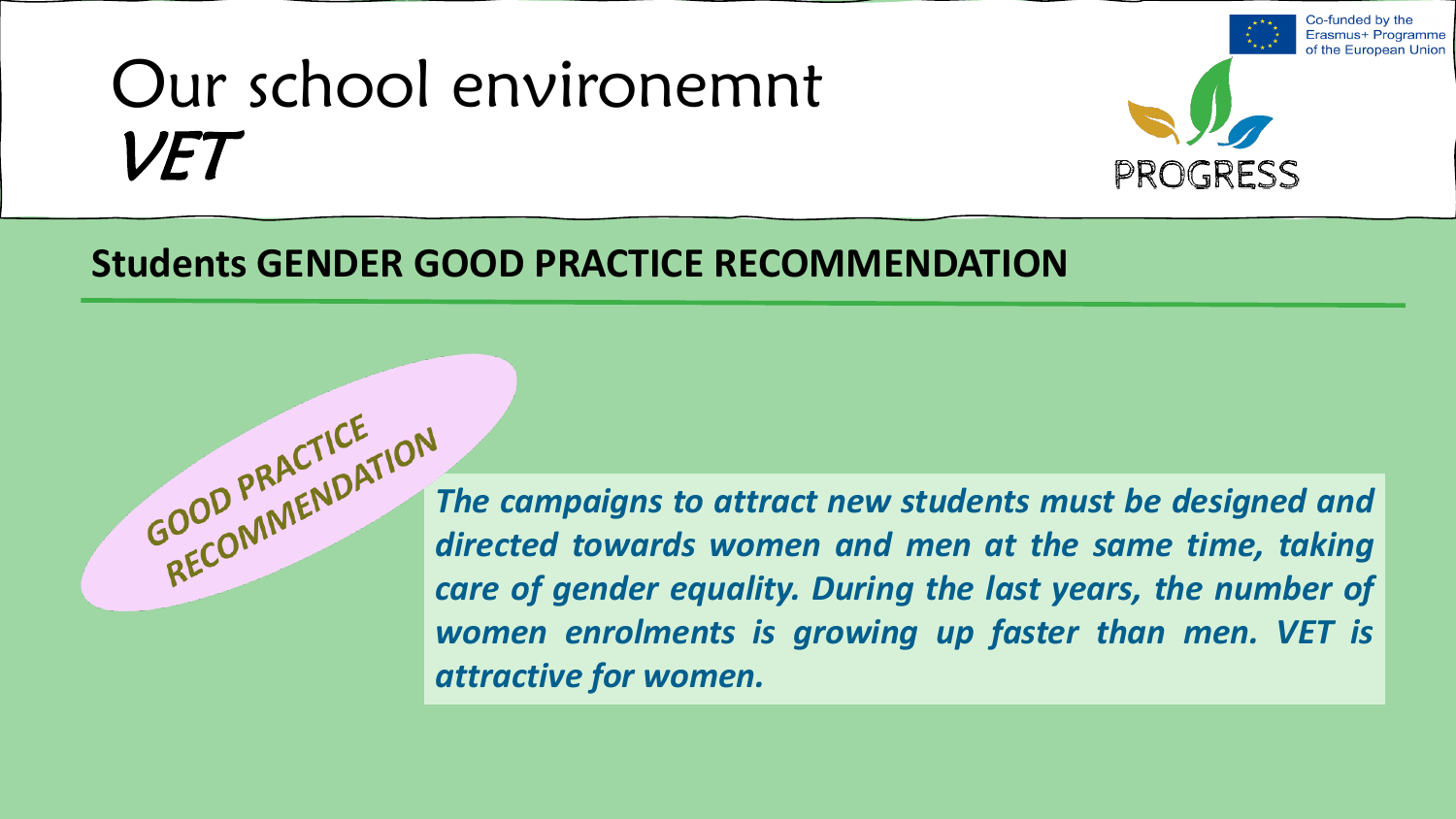# Our school environemnt
## *VET*

### Students GENDER GOOD PRACTICE RECOMMENDATION

GOOD PRACTICE RECOMMENDATION

***The campaigns to attract new students must be designed and directed towards women and men at the same time, taking care of gender equality. During the last years, the number of women enrolments is growing up faster than men. VET is attractive for women.***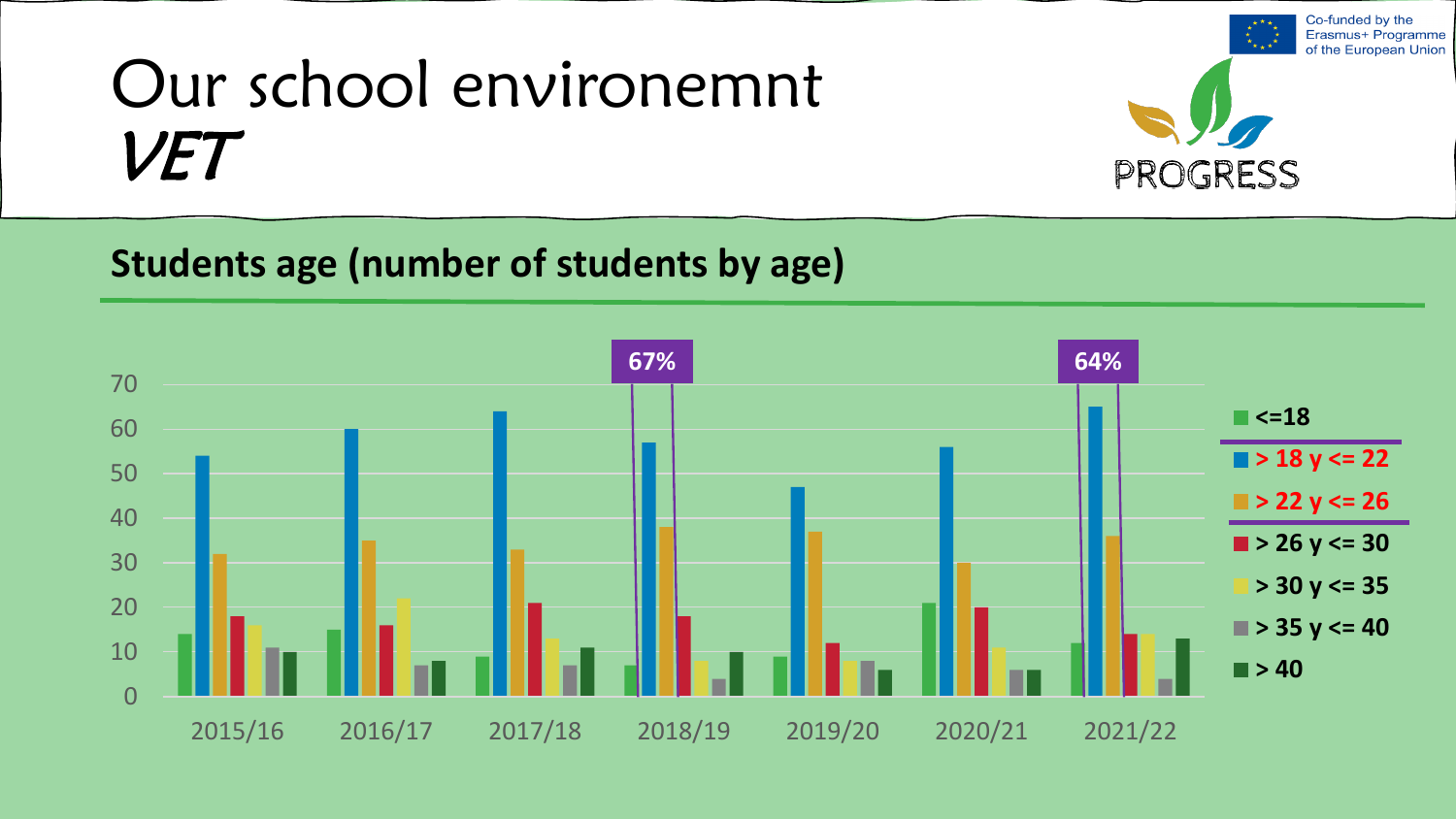# Our school environemnt *VET*

Co-funded by the Erasmus+ Programme of the European Union

PROGRESS

## Students age (number of students by age)

| Year | <=18 | > 18 y <= 22 | > 22 y <= 26 | > 26 y <= 30 | > 30 y <= 35 | > 35 y <= 40 | > 40 |
|---|---|---|---|---|---|---|---|
| 2015/16 | 14 | 54 | 32 | 18 | 16 | 11 | 10 |
| 2016/17 | 15 | 60 | 35 | 16 | 22 | 7 | 8 |
| 2017/18 | 9 | 64 | 33 | 21 | 13 | 7 | 11 |
| 2018/19 | 7 | 57 | 38 | 18 | 8 | 4 | 10 |
| 2019/20 | 9 | 47 | 37 | 12 | 8 | 8 | 6 |
| 2020/21 | 21 | 56 | 30 | 20 | 11 | 6 | 6 |
| 2021/22 | 12 | 65 | 36 | 14 | 14 | 4 | 13 |

67% (2018/19)

64% (2021/22)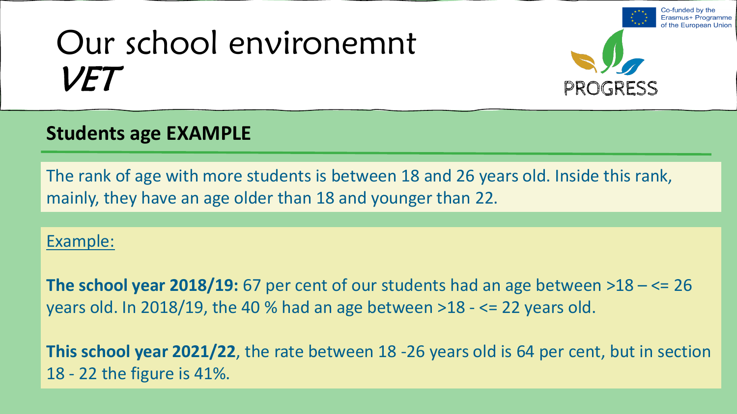# Our school environemnt *VET*

## Students age EXAMPLE

The rank of age with more students is between 18 and 26 years old. Inside this rank, mainly, they have an age older than 18 and younger than 22.

<u>Example:</u>

**The school year 2018/19:** 67 per cent of our students had an age between >18 – <= 26 years old. In 2018/19, the 40 % had an age between >18 - <= 22 years old.

**This school year 2021/22**, the rate between 18 -26 years old is 64 per cent, but in section 18 - 22 the figure is 41%.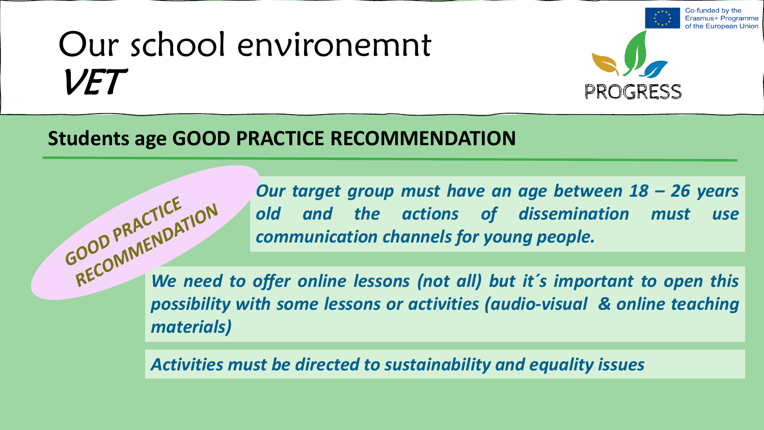# Our school environemnt *VET*

Co-funded by the Erasmus+ Programme of the European Union

PROGRESS

## Students age GOOD PRACTICE RECOMMENDATION

GOOD PRACTICE RECOMMENDATION

***Our target group must have an age between 18 – 26 years old and the actions of dissemination must use communication channels for young people.***

***We need to offer online lessons (not all) but it´s important to open this possibility with some lessons or activities (audio-visual & online teaching materials)***

***Activities must be directed to sustainability and equality issues***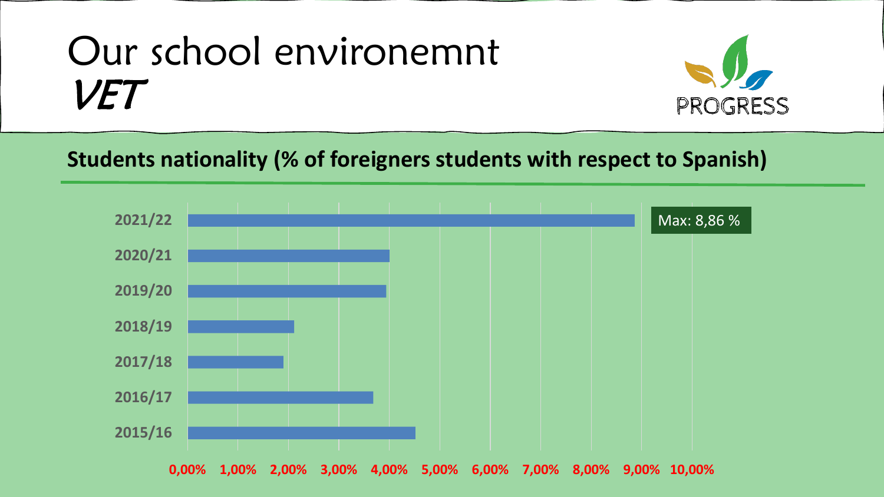# Our school environemnt

## *VET*

PROGRESS

**Students nationality (% of foreigners students with respect to Spanish)**

| Year | % of foreigners students |
| --- | --- |
| 2021/22 | Max: 8,86 % |
| 2020/21 | |
| 2019/20 | |
| 2018/19 | |
| 2017/18 | |
| 2016/17 | |
| 2015/16 | |

0,00% 1,00% 2,00% 3,00% 4,00% 5,00% 6,00% 7,00% 8,00% 9,00% 10,00%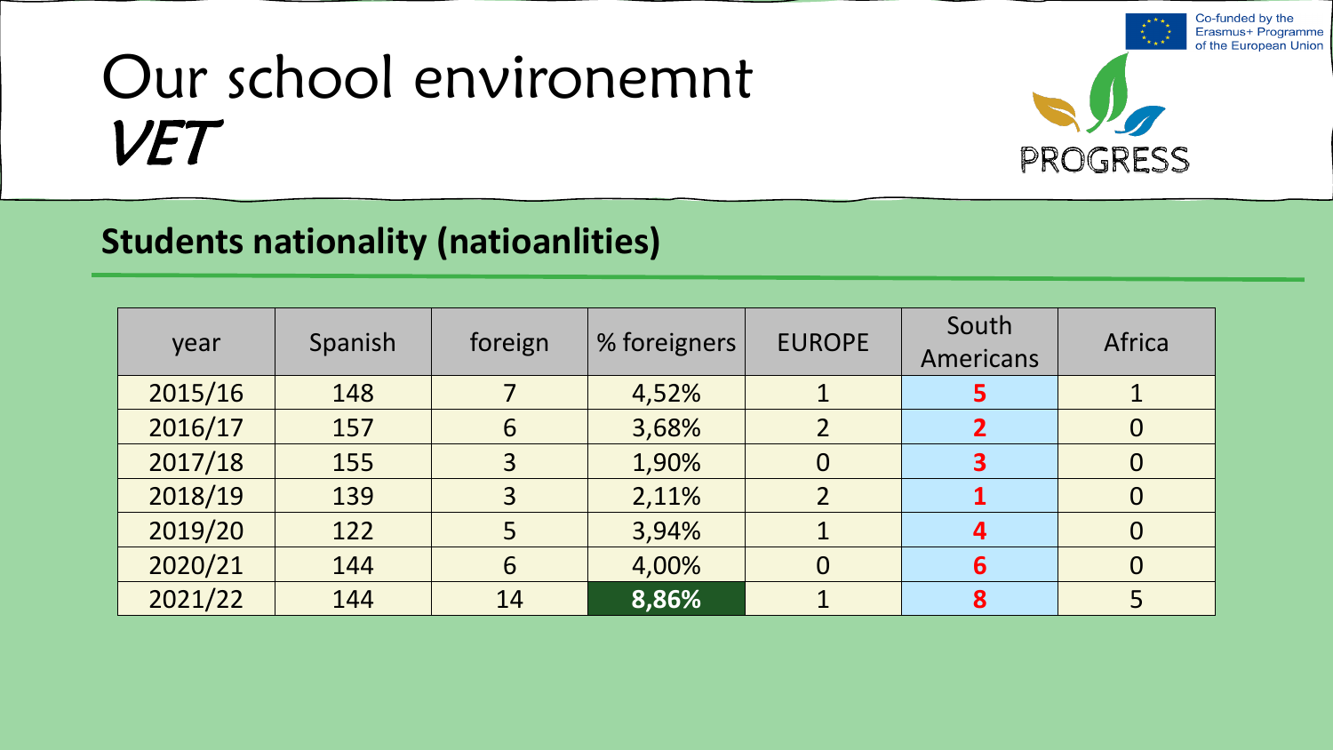# Our school environemnt *VET*

Co-funded by the Erasmus+ Programme of the European Union

PROGRESS

## Students nationality (natioanlities)

| year | Spanish | foreign | % foreigners | EUROPE | South Americans | Africa |
|---|---|---|---|---|---|---|
| 2015/16 | 148 | 7 | 4,52% | 1 | **5** | 1 |
| 2016/17 | 157 | 6 | 3,68% | 2 | **2** | 0 |
| 2017/18 | 155 | 3 | 1,90% | 0 | **3** | 0 |
| 2018/19 | 139 | 3 | 2,11% | 2 | **1** | 0 |
| 2019/20 | 122 | 5 | 3,94% | 1 | **4** | 0 |
| 2020/21 | 144 | 6 | 4,00% | 0 | **6** | 0 |
| 2021/22 | 144 | 14 | **8,86%** | 1 | **8** | 5 |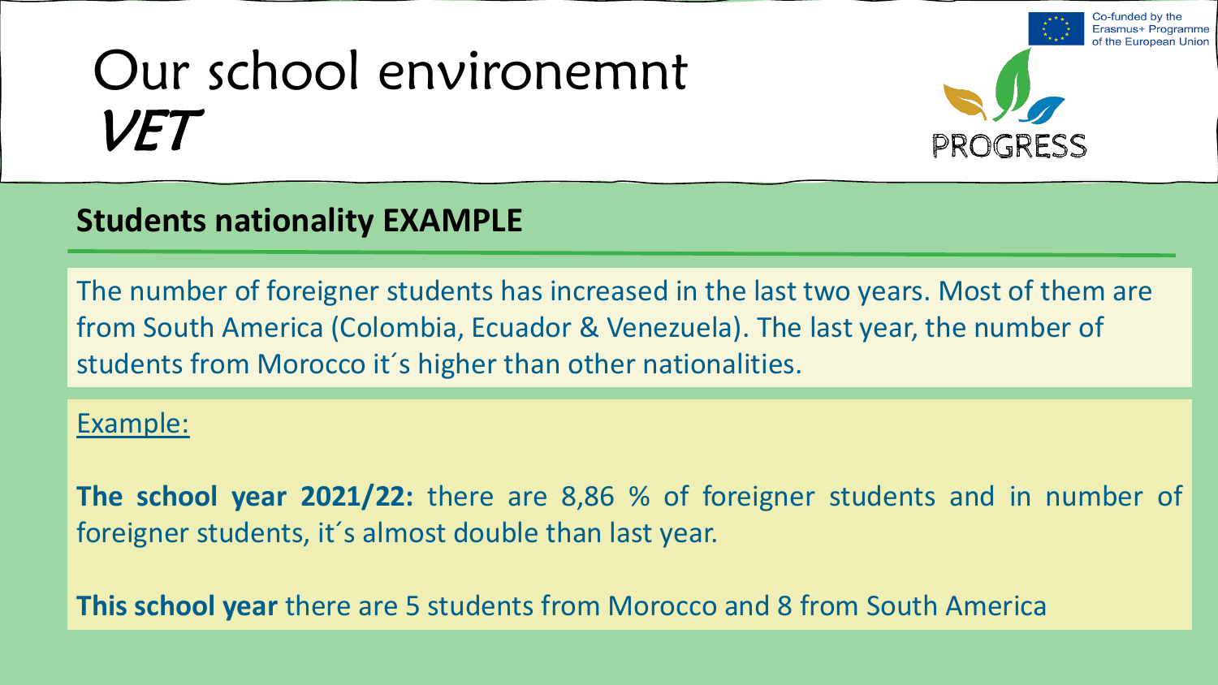# Our school environemnt
## VET

Co-funded by the Erasmus+ Programme of the European Union

PROGRESS

### Students nationality EXAMPLE

The number of foreigner students has increased in the last two years. Most of them are from South America (Colombia, Ecuador & Venezuela). The last year, the number of students from Morocco it´s higher than other nationalities.

Example:

**The school year 2021/22:** there are 8,86 % of foreigner students and in number of foreigner students, it´s almost double than last year.

**This school year** there are 5 students from Morocco and 8 from South America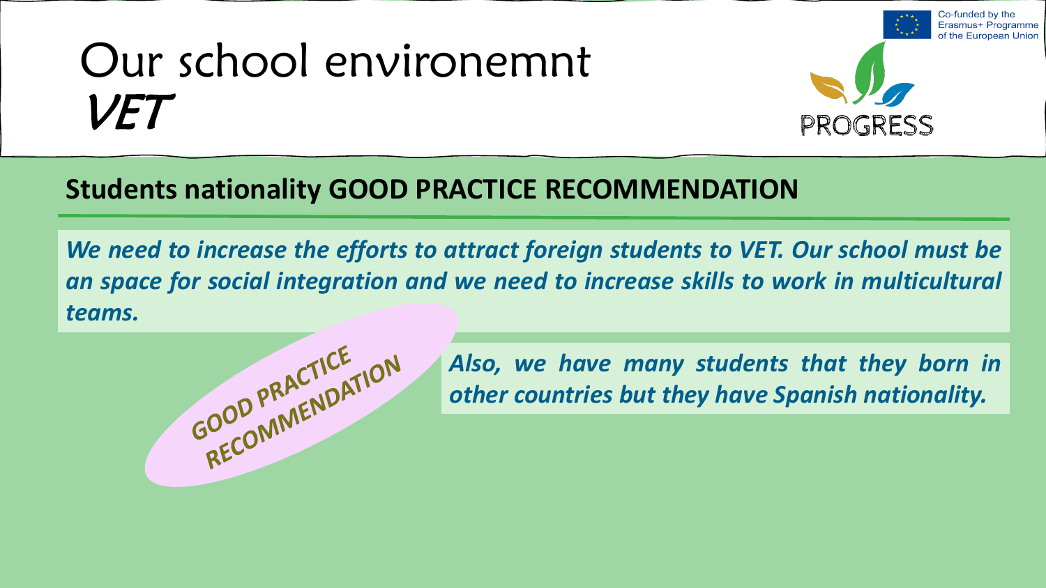# Our school environemnt
## VET

### Students nationality GOOD PRACTICE RECOMMENDATION

***We need to increase the efforts to attract foreign students to VET. Our school must be an space for social integration and we need to increase skills to work in multicultural teams.***

**GOOD PRACTICE RECOMMENDATION**

***Also, we have many students that they born in other countries but they have Spanish nationality.***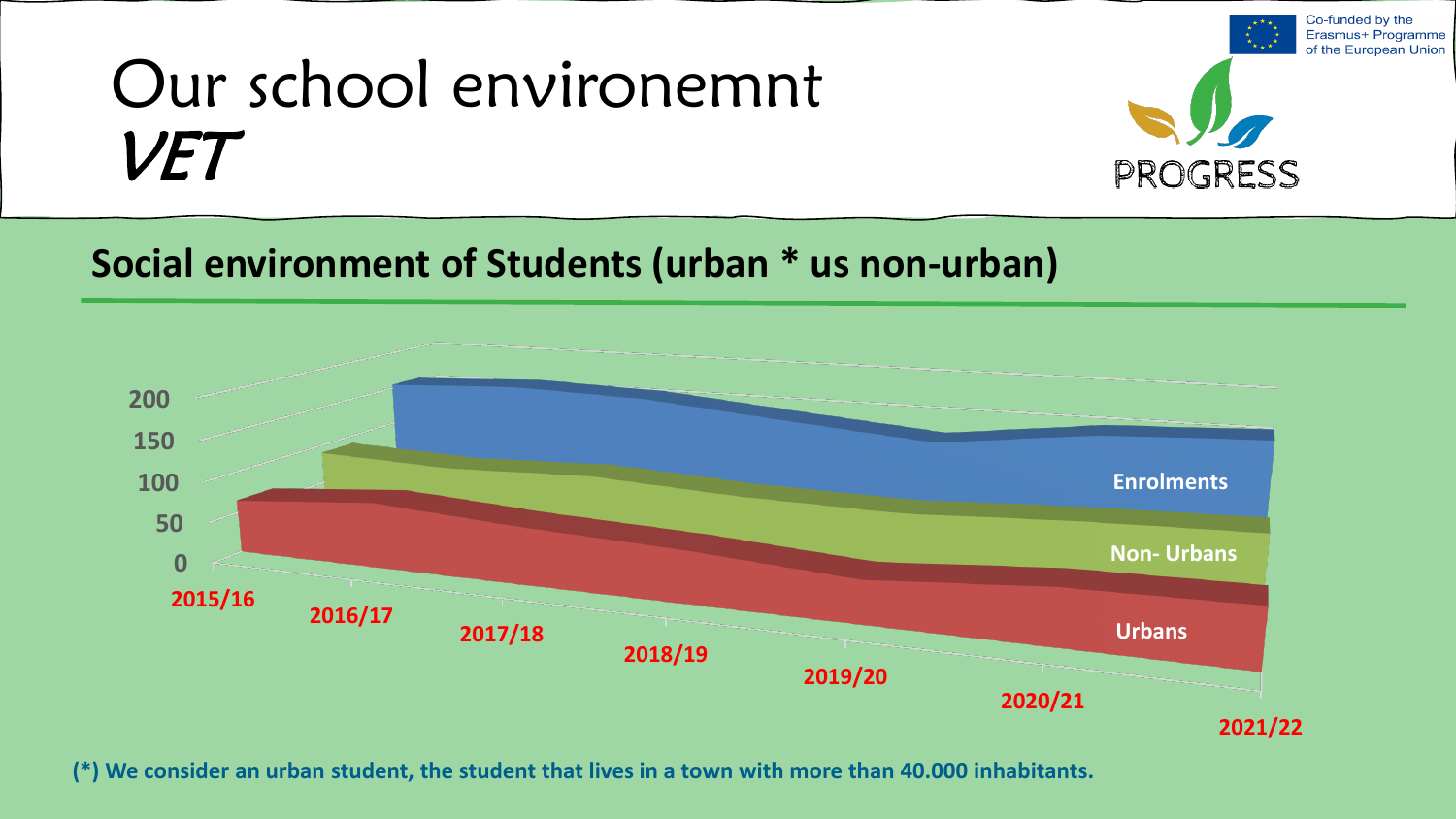# Our school environemnt
## *VET*

## Social environment of Students (urban * us non-urban)

200
150
100
50
0

Enrolments

Non- Urbans

Urbans

2015/16 2016/17 2017/18 2018/19 2019/20 2020/21 2021/22

**(*) We consider an urban student, the student that lives in a town with more than 40.000 inhabitants.**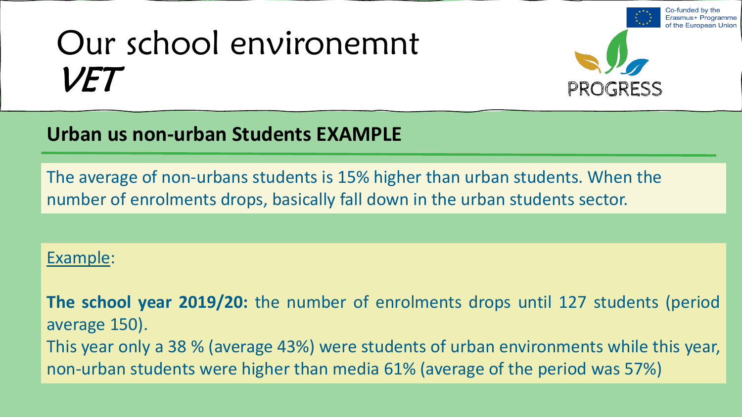# Our school environemnt
## VET

Co-funded by the Erasmus+ Programme of the European Union

PROGRESS

### Urban us non-urban Students EXAMPLE

The average of non-urbans students is 15% higher than urban students. When the number of enrolments drops, basically fall down in the urban students sector.

Example:

**The school year 2019/20:** the number of enrolments drops until 127 students (period average 150).

This year only a 38 % (average 43%) were students of urban environments while this year, non-urban students were higher than media 61% (average of the period was 57%)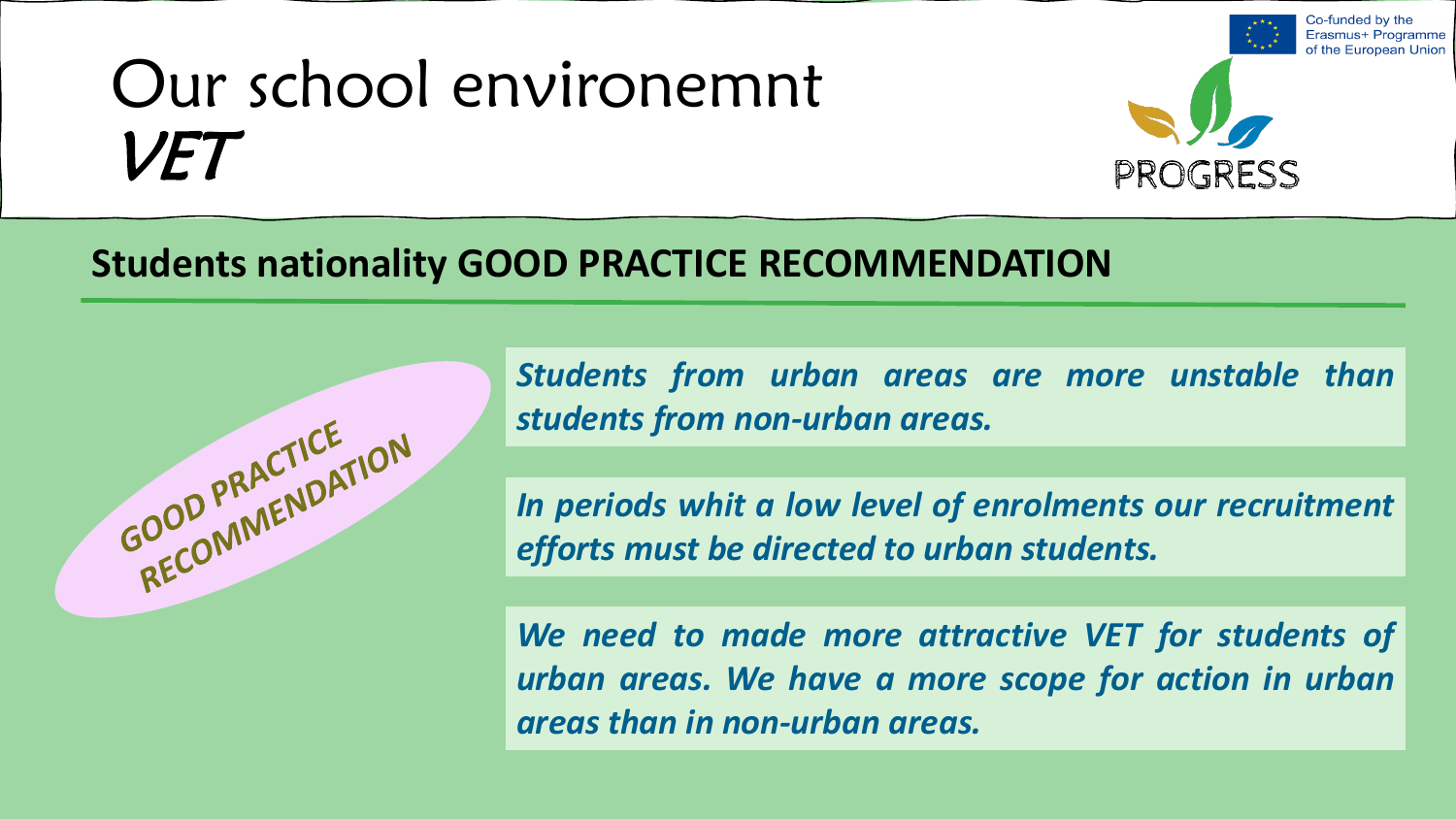# Our school environemnt *VET*

Co-funded by the Erasmus+ Programme of the European Union

PROGRESS

## Students nationality GOOD PRACTICE RECOMMENDATION

GOOD PRACTICE RECOMMENDATION

***Students from urban areas are more unstable than students from non-urban areas.***

***In periods whit a low level of enrolments our recruitment efforts must be directed to urban students.***

***We need to made more attractive VET for students of urban areas. We have a more scope for action in urban areas than in non-urban areas.***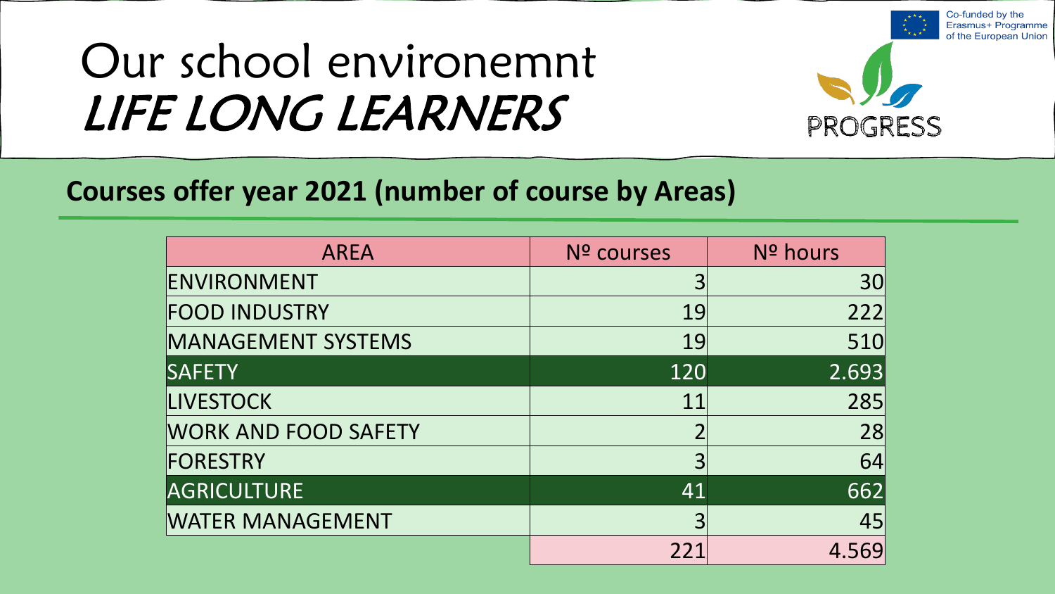# Our school environemnt

# *LIFE LONG LEARNERS*

Co-funded by the Erasmus+ Programme of the European Union

PROGRESS

## Courses offer year 2021 (number of course by Areas)

| AREA | Nº courses | Nº hours |
|---|---|---|
| ENVIRONMENT | 3 | 30 |
| FOOD INDUSTRY | 19 | 222 |
| MANAGEMENT SYSTEMS | 19 | 510 |
| SAFETY | 120 | 2.693 |
| LIVESTOCK | 11 | 285 |
| WORK AND FOOD SAFETY | 2 | 28 |
| FORESTRY | 3 | 64 |
| AGRICULTURE | 41 | 662 |
| WATER MANAGEMENT | 3 | 45 |
| | 221 | 4.569 |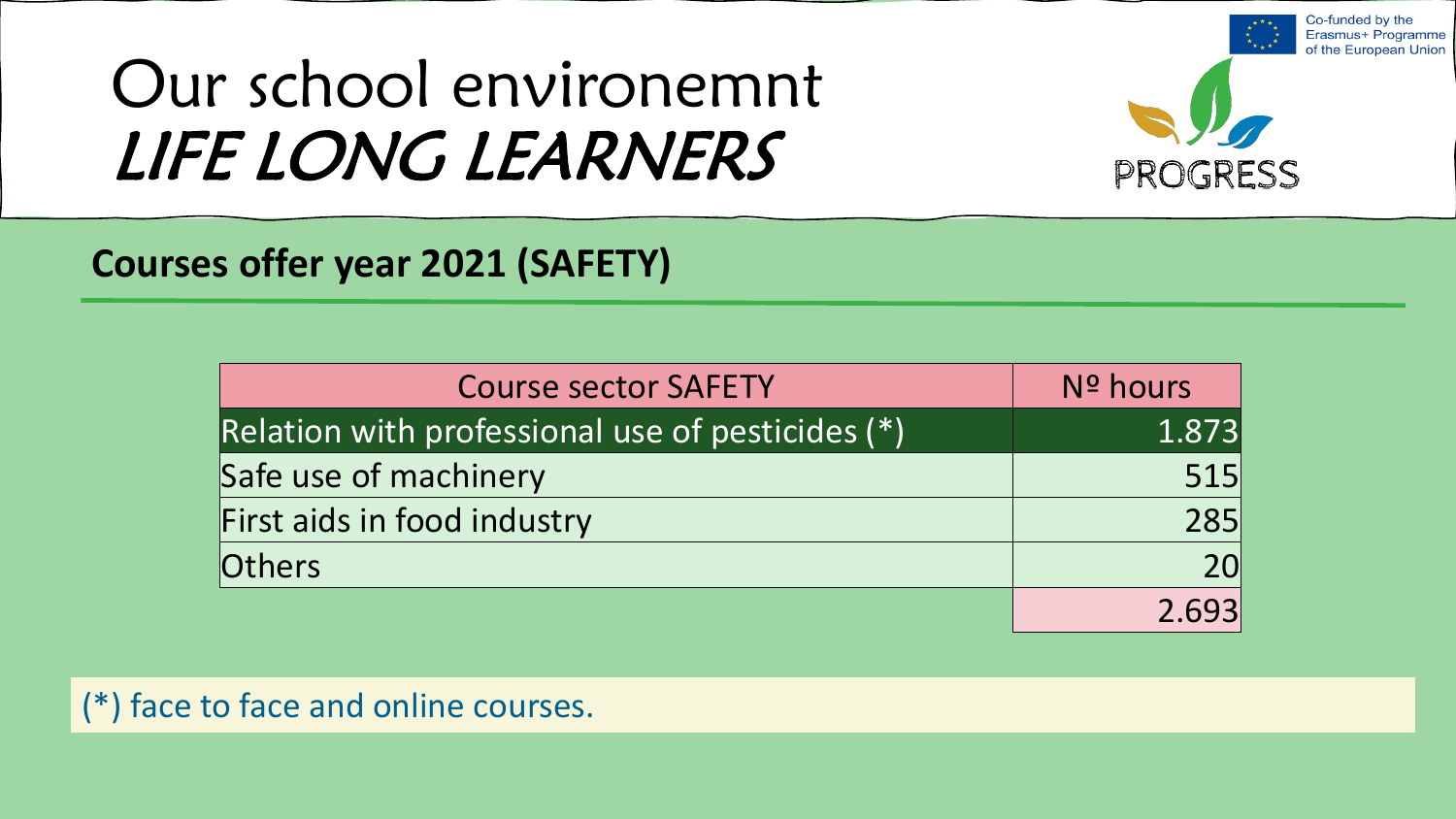# Our school environemnt
# *LIFE LONG LEARNERS*

Co-funded by the Erasmus+ Programme of the European Union

PROGRESS

## Courses offer year 2021 (SAFETY)

| Course sector SAFETY | Nº hours |
|---|---|
| Relation with professional use of pesticides (*) | 1.873 |
| Safe use of machinery | 515 |
| First aids in food industry | 285 |
| Others | 20 |
| | 2.693 |

(*) face to face and online courses.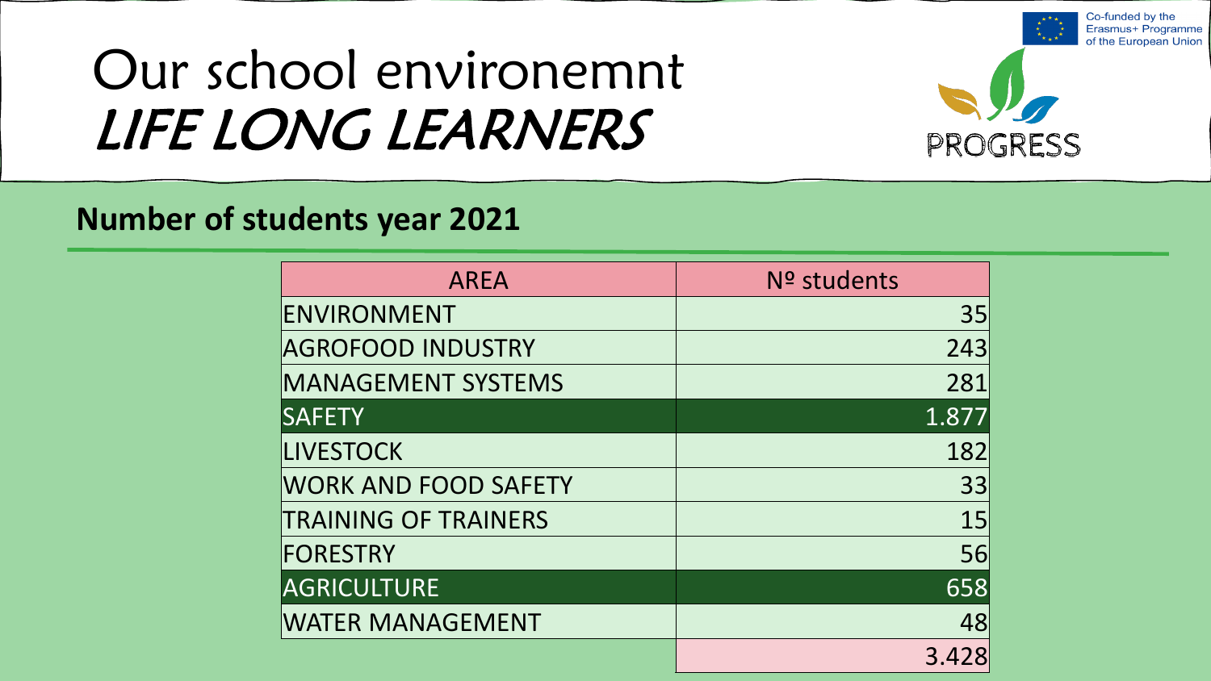# Our school environemnt *LIFE LONG LEARNERS*

Co-funded by the Erasmus+ Programme of the European Union

PROGRESS

## Number of students year 2021

| AREA | Nº students |
| --- | --- |
| ENVIRONMENT | 35 |
| AGROFOOD INDUSTRY | 243 |
| MANAGEMENT SYSTEMS | 281 |
| SAFETY | 1.877 |
| LIVESTOCK | 182 |
| WORK AND FOOD SAFETY | 33 |
| TRAINING OF TRAINERS | 15 |
| FORESTRY | 56 |
| AGRICULTURE | 658 |
| WATER MANAGEMENT | 48 |
| | 3.428 |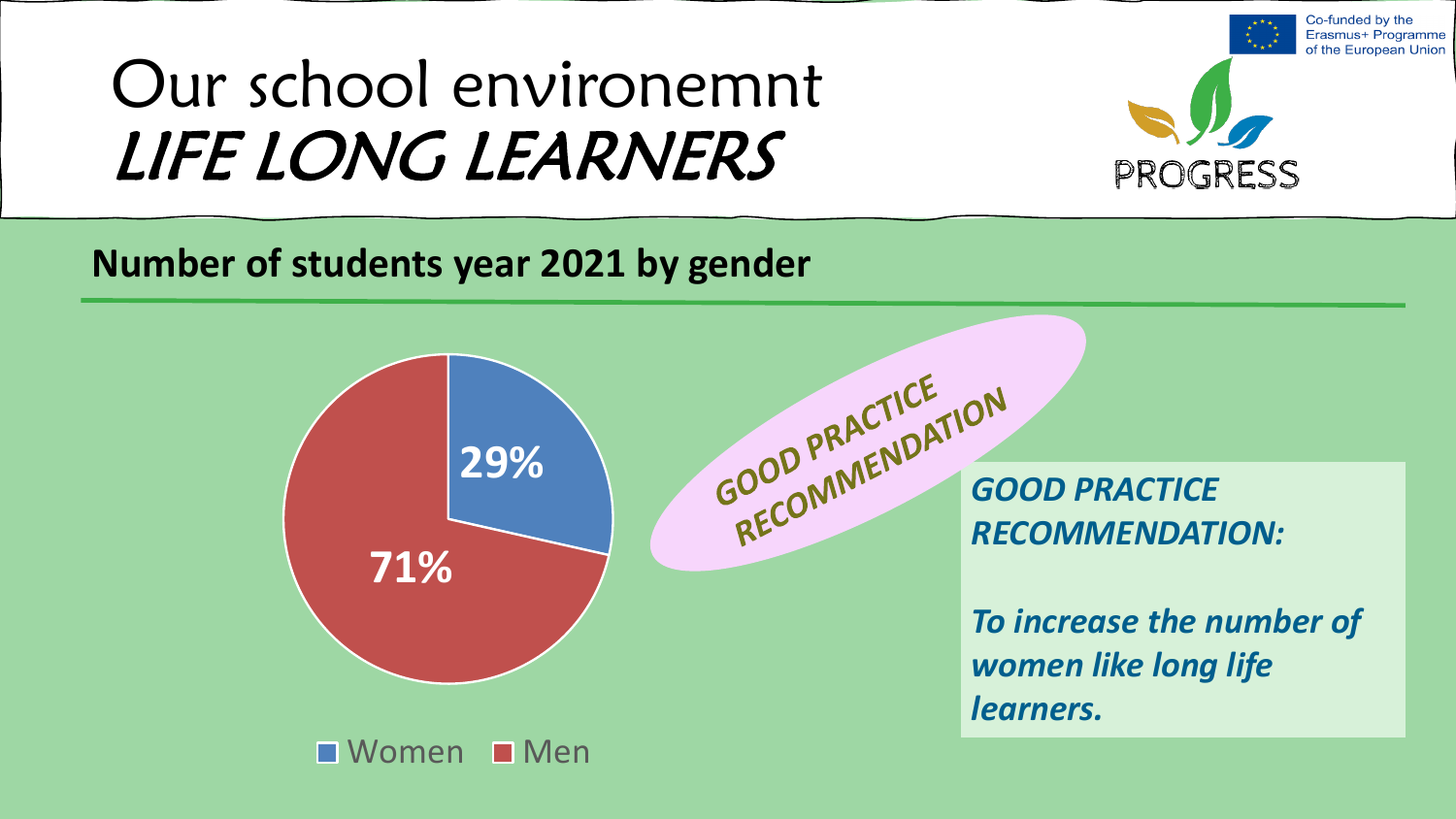# Our school environemnt *LIFE LONG LEARNERS*

Co-funded by the Erasmus+ Programme of the European Union

PROGRESS

## Number of students year 2021 by gender

| Gender | Percentage |
| --- | --- |
| Women | 29% |
| Men | 71% |

GOOD PRACTICE RECOMMENDATION

***GOOD PRACTICE RECOMMENDATION:***

***To increase the number of women like long life learners.***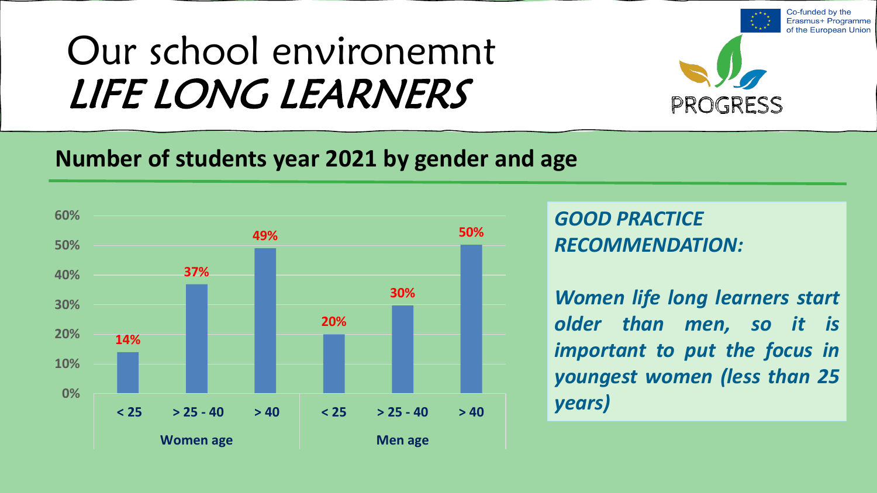# Our school environemnt *LIFE LONG LEARNERS*

Co-funded by the Erasmus+ Programme of the European Union

PROGRESS

## Number of students year 2021 by gender and age

| | Women age | | | Men age | | |
|---|---|---|---|---|---|---|
| | < 25 | > 25 - 40 | > 40 | < 25 | > 25 - 40 | > 40 |
| % | 14% | 37% | 49% | 20% | 30% | 50% |

***GOOD PRACTICE RECOMMENDATION:***

***Women life long learners start older than men, so it is important to put the focus in youngest women (less than 25 years)***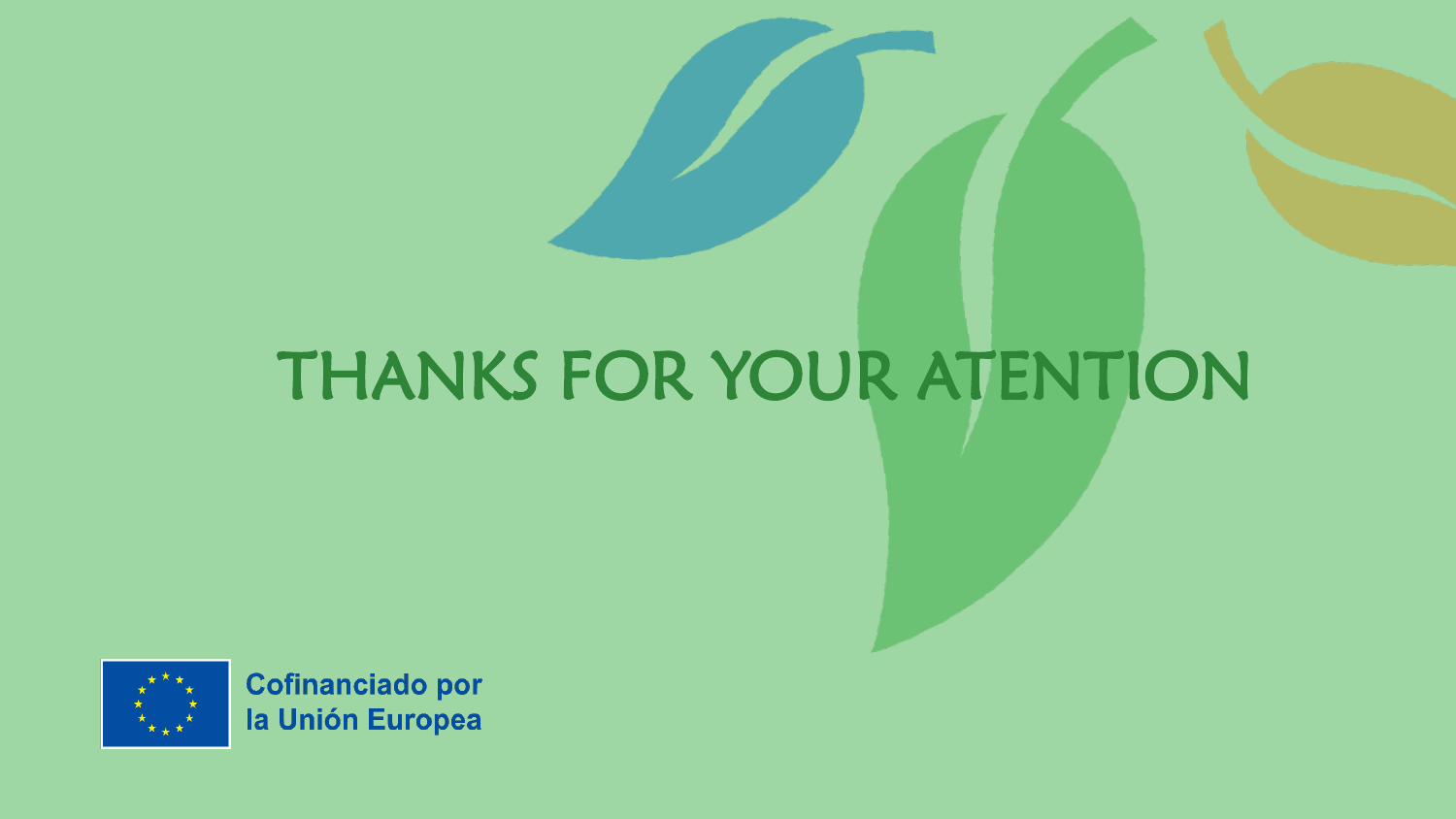# THANKS FOR YOUR ATENTION

Cofinanciado por
la Unión Europea